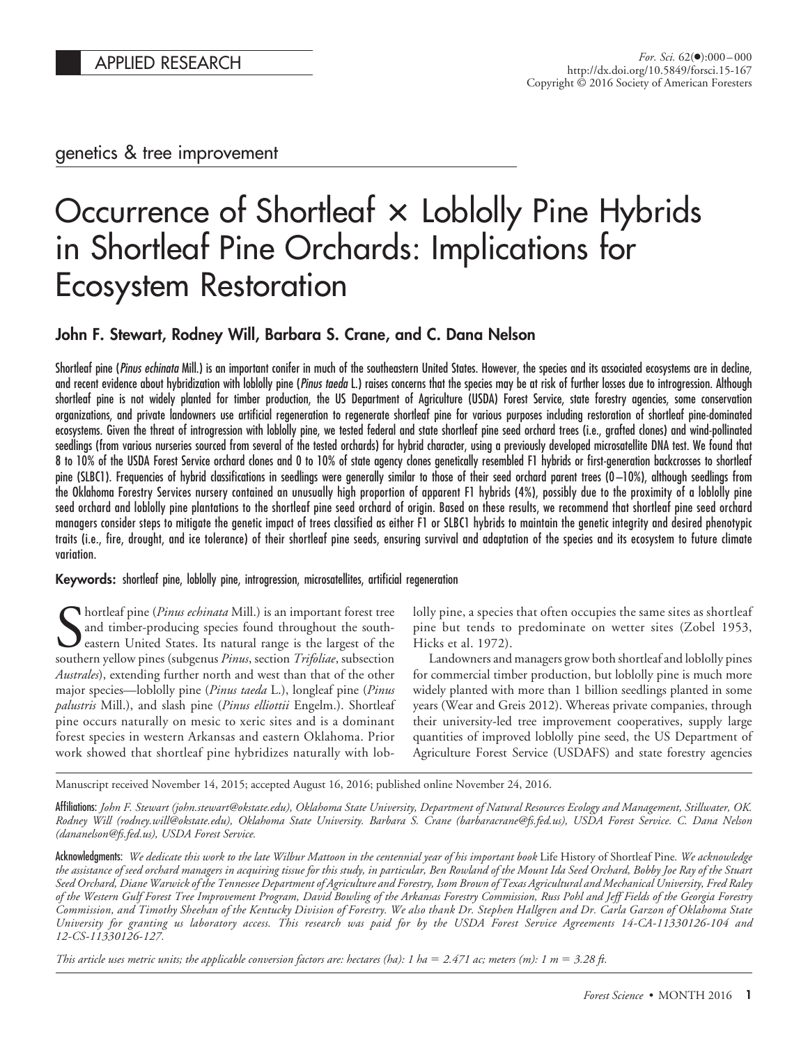APPLIED RESEARCH

genetics & tree improvement

# Occurrence of Shortleaf × Loblolly Pine Hybrids in Shortleaf Pine Orchards: Implications for Ecosystem Restoration

**John F. Stewart, Rodney Will, Barbara S. Crane, and C. Dana Nelson**

Shortleaf pine (*Pinus echinata* Mill.) is an important conifer in much of the southeastern United States. However, the species and its associated ecosystems are in decline, and recent evidence about hybridization with loblolly pine (*Pinus taeda* L.) raises concerns that the species may be at risk of further losses due to introgression. Although shortleaf pine is not widely planted for timber production, the US Department of Agriculture (USDA) Forest Service, state forestry agencies, some conservation organizations, and private landowners use artificial regeneration to regenerate shortleaf pine for various purposes including restoration of shortleaf pine-dominated ecosystems. Given the threat of introgression with loblolly pine, we tested federal and state shortleaf pine seed orchard trees (i.e., grafted clones) and wind-pollinated seedlings (from various nurseries sourced from several of the tested orchards) for hybrid character, using a previously developed microsatellite DNA test. We found that 8 to 10% of the USDA Forest Service orchard clones and 0 to 10% of state agency clones genetically resembled F1 hybrids or first-generation backcrosses to shortleaf pine (SLBC1). Frequencies of hybrid classifications in seedlings were generally similar to those of their seed orchard parent trees (0–10%), although seedlings from the Oklahoma Forestry Services nursery contained an unusually high proportion of apparent F1 hybrids (4%), possibly due to the proximity of a loblolly pine seed orchard and loblolly pine plantations to the shortleaf pine seed orchard of origin. Based on these results, we recommend that shortleaf pine seed orchard managers consider steps to mitigate the genetic impact of trees classified as either F1 or SLBC1 hybrids to maintain the genetic integrity and desired phenotypic traits (i.e., fire, drought, and ice tolerance) of their shortleaf pine seeds, ensuring survival and adaptation of the species and its ecosystem to future climate variation.

**Keywords:** shortleaf pine, loblolly pine, introgression, microsatellites, artificial regeneration

Shortleaf pine (*Pinus echinata* Mill.) is an important forest tree and timber-producing species found throughout the southeastern United States. Its natural range is the largest of the southern yellow pines (subgenus *Pinus*, section *Trifoliae*, subsection *Australes*), extending further north and west than that of the other major species—loblolly pine (*Pinus taeda* L.), longleaf pine (*Pinus palustris* Mill.), and slash pine (*Pinus elliottii* Engelm.). Shortleaf pine occurs naturally on mesic to xeric sites and is a dominant forest species in western Arkansas and eastern Oklahoma. Prior work showed that shortleaf pine hybridizes naturally with loblolly pine, a species that often occupies the same sites as shortleaf pine but tends to predominate on wetter sites (Zobel 1953, Hicks et al. 1972).

Landowners and managers grow both shortleaf and loblolly pines for commercial timber production, but loblolly pine is much more widely planted with more than 1 billion seedlings planted in some years (Wear and Greis 2012). Whereas private companies, through their university-led tree improvement cooperatives, supply large quantities of improved loblolly pine seed, the US Department of Agriculture Forest Service (USDAFS) and state forestry agencies

Manuscript received November 14, 2015; accepted August 16, 2016; published online November 24, 2016.

Affiliations: *John F. Stewart (john.stewart@okstate.edu), Oklahoma State University, Department of Natural Resources Ecology and Management, Stillwater, OK. Rodney Will (rodney.will@okstate.edu), Oklahoma State University. Barbara S. Crane (barbaracrane@fs.fed.us), USDA Forest Service. C. Dana Nelson (dananelson@fs.fed.us), USDA Forest Service.*

Acknowledgments: *We dedicate this work to the late Wilbur Mattoon in the centennial year of his important book* Life History of Shortleaf Pine. *We acknowledge the assistance of seed orchard managers in acquiring tissue for this study, in particular, Ben Rowland of the Mount Ida Seed Orchard, Bobby Joe Ray of the Stuart Seed Orchard, Diane Warwick of the Tennessee Department of Agriculture and Forestry, Isom Brown of Texas Agricultural and Mechanical University, Fred Raley of the Western Gulf Forest Tree Improvement Program, David Bowling of the Arkansas Forestry Commission, Russ Pohl and Jeff Fields of the Georgia Forestry Commission, and Timothy Sheehan of the Kentucky Division of Forestry. We also thank Dr. Stephen Hallgren and Dr. Carla Garzon of Oklahoma State University for granting us laboratory access. This research was paid for by the USDA Forest Service Agreements 14-CA-11330126-104 and 12-CS-11330126-127.*

*This article uses metric units; the applicable conversion factors are: hectares (ha): 1 ha = 2.471 ac; meters (m): 1 m = 3.28 ft.*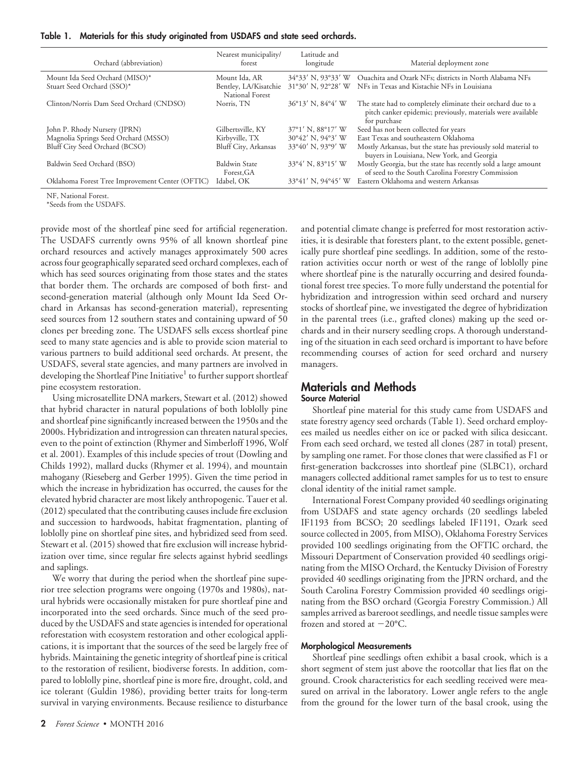**Table 1. Materials for this study originated from USDAFS and state seed orchards.**

| Orchard (abbreviation) | Nearest municipality/ forest | Latitude and longitude | Material deployment zone |
|---|---|---|---|
| Mount Ida Seed Orchard (MISO)* | Mount Ida, AR | 34°33′ N, 93°33′ W | Ouachita and Ozark NFs; districts in North Alabama NFs |
| Stuart Seed Orchard (SSO)* | Bentley, LA/Kisatchie National Forest | 31°30′ N, 92°28′ W | NFs in Texas and Kistachie NFs in Louisiana |
| Clinton/Norris Dam Seed Orchard (CNDSO) | Norris, TN | 36°13′ N, 84°4′ W | The state had to completely eliminate their orchard due to a pitch canker epidemic; previously, materials were available for purchase |
| John P. Rhody Nursery (JPRN) | Gilbertsville, KY | 37°1′ N, 88°17′ W | Seed has not been collected for years |
| Magnolia Springs Seed Orchard (MSSO) | Kirbyville, TX | 30°42′ N, 94°3′ W | East Texas and southeastern Oklahoma |
| Bluff City Seed Orchard (BCSO) | Bluff City, Arkansas | 33°40′ N, 93°9′ W | Mostly Arkansas, but the state has previously sold material to buyers in Louisiana, New York, and Georgia |
| Baldwin Seed Orchard (BSO) | Baldwin State Forest,GA | 33°4′ N, 83°15′ W | Mostly Georgia, but the state has recently sold a large amount of seed to the South Carolina Forestry Commission |
| Oklahoma Forest Tree Improvement Center (OFTIC) | Idabel, OK | 33°41′ N, 94°45′ W | Eastern Oklahoma and western Arkansas |

NF, National Forest.
*Seeds from the USDAFS.

provide most of the shortleaf pine seed for artificial regeneration. The USDAFS currently owns 95% of all known shortleaf pine orchard resources and actively manages approximately 500 acres across four geographically separated seed orchard complexes, each of which has seed sources originating from those states and the states that border them. The orchards are composed of both first- and second-generation material (although only Mount Ida Seed Orchard in Arkansas has second-generation material), representing seed sources from 12 southern states and containing upward of 50 clones per breeding zone. The USDAFS sells excess shortleaf pine seed to many state agencies and is able to provide scion material to various partners to build additional seed orchards. At present, the USDAFS, several state agencies, and many partners are involved in developing the Shortleaf Pine Initiative[1] to further support shortleaf pine ecosystem restoration.

Using microsatellite DNA markers, Stewart et al. (2012) showed that hybrid character in natural populations of both loblolly pine and shortleaf pine significantly increased between the 1950s and the 2000s. Hybridization and introgression can threaten natural species, even to the point of extinction (Rhymer and Simberloff 1996, Wolf et al. 2001). Examples of this include species of trout (Dowling and Childs 1992), mallard ducks (Rhymer et al. 1994), and mountain mahogany (Rieseberg and Gerber 1995). Given the time period in which the increase in hybridization has occurred, the causes for the elevated hybrid character are most likely anthropogenic. Tauer et al. (2012) speculated that the contributing causes include fire exclusion and succession to hardwoods, habitat fragmentation, planting of loblolly pine on shortleaf pine sites, and hybridized seed from seed. Stewart et al. (2015) showed that fire exclusion will increase hybridization over time, since regular fire selects against hybrid seedlings and saplings.

We worry that during the period when the shortleaf pine superior tree selection programs were ongoing (1970s and 1980s), natural hybrids were occasionally mistaken for pure shortleaf pine and incorporated into the seed orchards. Since much of the seed produced by the USDAFS and state agencies is intended for operational reforestation with ecosystem restoration and other ecological applications, it is important that the sources of the seed be largely free of hybrids. Maintaining the genetic integrity of shortleaf pine is critical to the restoration of resilient, biodiverse forests. In addition, compared to loblolly pine, shortleaf pine is more fire, drought, cold, and ice tolerant (Guldin 1986), providing better traits for long-term survival in varying environments. Because resilience to disturbance and potential climate change is preferred for most restoration activities, it is desirable that foresters plant, to the extent possible, genetically pure shortleaf pine seedlings. In addition, some of the restoration activities occur north or west of the range of loblolly pine where shortleaf pine is the naturally occurring and desired foundational forest tree species. To more fully understand the potential for hybridization and introgression within seed orchard and nursery stocks of shortleaf pine, we investigated the degree of hybridization in the parental trees (i.e., grafted clones) making up the seed orchards and in their nursery seedling crops. A thorough understanding of the situation in each seed orchard is important to have before recommending courses of action for seed orchard and nursery managers.

## Materials and Methods

### Source Material

Shortleaf pine material for this study came from USDAFS and state forestry agency seed orchards (Table 1). Seed orchard employees mailed us needles either on ice or packed with silica desiccant. From each seed orchard, we tested all clones (287 in total) present, by sampling one ramet. For those clones that were classified as F1 or first-generation backcrosses into shortleaf pine (SLBC1), orchard managers collected additional ramet samples for us to test to ensure clonal identity of the initial ramet sample.

International Forest Company provided 40 seedlings originating from USDAFS and state agency orchards (20 seedlings labeled IF1193 from BCSO; 20 seedlings labeled IF1191, Ozark seed source collected in 2005, from MISO), Oklahoma Forestry Services provided 100 seedlings originating from the OFTIC orchard, the Missouri Department of Conservation provided 40 seedlings originating from the MISO Orchard, the Kentucky Division of Forestry provided 40 seedlings originating from the JPRN orchard, and the South Carolina Forestry Commission provided 40 seedlings originating from the BSO orchard (Georgia Forestry Commission.) All samples arrived as bareroot seedlings, and needle tissue samples were frozen and stored at −20°C.

### Morphological Measurements

Shortleaf pine seedlings often exhibit a basal crook, which is a short segment of stem just above the rootcollar that lies flat on the ground. Crook characteristics for each seedling received were measured on arrival in the laboratory. Lower angle refers to the angle from the ground for the lower turn of the basal crook, using the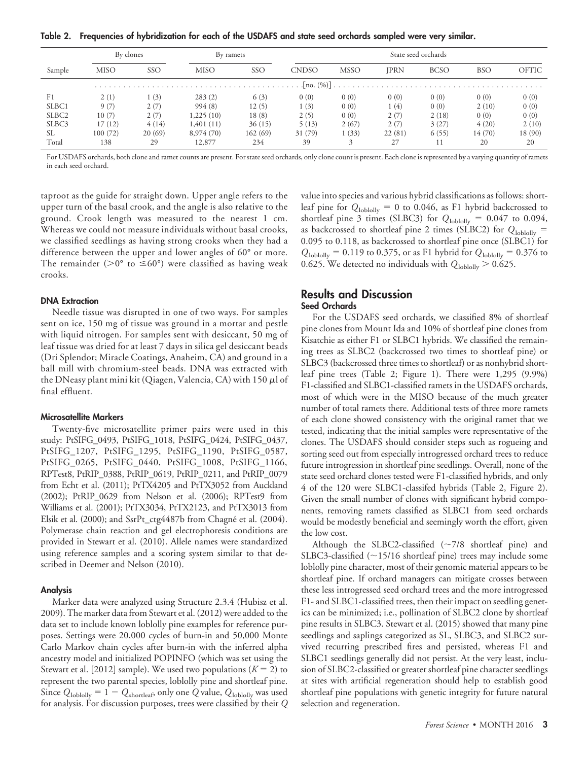**Table 2. Frequencies of hybridization for each of the USDAFS and state seed orchards sampled were very similar.**

| Sample | By clones | | By ramets | | State seed orchards | | | | | |
|---|---|---|---|---|---|---|---|---|---|---|
| | MISO | SSO | MISO | SSO | CNDSO | MSSO | JPRN | BCSO | BSO | OFTIC |
| | [no. (%)] | | | | | | | | | |
| F1 | 2 (1) | 1 (3) | 283 (2) | 6 (3) | 0 (0) | 0 (0) | 0 (0) | 0 (0) | 0 (0) | 0 (0) |
| SLBC1 | 9 (7) | 2 (7) | 994 (8) | 12 (5) | 1 (3) | 0 (0) | 1 (4) | 0 (0) | 2 (10) | 0 (0) |
| SLBC2 | 10 (7) | 2 (7) | 1,225 (10) | 18 (8) | 2 (5) | 0 (0) | 2 (7) | 2 (18) | 0 (0) | 0 (0) |
| SLBC3 | 17 (12) | 4 (14) | 1,401 (11) | 36 (15) | 5 (13) | 2 (67) | 2 (7) | 3 (27) | 4 (20) | 2 (10) |
| SL | 100 (72) | 20 (69) | 8,974 (70) | 162 (69) | 31 (79) | 1 (33) | 22 (81) | 6 (55) | 14 (70) | 18 (90) |
| Total | 138 | 29 | 12,877 | 234 | 39 | 3 | 27 | 11 | 20 | 20 |

For USDAFS orchards, both clone and ramet counts are present. For state seed orchards, only clone count is present. Each clone is represented by a varying quantity of ramets in each seed orchard.

taproot as the guide for straight down. Upper angle refers to the upper turn of the basal crook, and the angle is also relative to the ground. Crook length was measured to the nearest 1 cm. Whereas we could not measure individuals without basal crooks, we classified seedlings as having strong crooks when they had a difference between the upper and lower angles of 60° or more. The remainder (>0° to ≤60°) were classified as having weak crooks.

#### DNA Extraction

Needle tissue was disrupted in one of two ways. For samples sent on ice, 150 mg of tissue was ground in a mortar and pestle with liquid nitrogen. For samples sent with desiccant, 50 mg of leaf tissue was dried for at least 7 days in silica gel desiccant beads (Dri Splendor; Miracle Coatings, Anaheim, CA) and ground in a ball mill with chromium-steel beads. DNA was extracted with the DNeasy plant mini kit (Qiagen, Valencia, CA) with 150 μl of final effluent.

#### Microsatellite Markers

Twenty-five microsatellite primer pairs were used in this study: PtSIFG_0493, PtSIFG_1018, PtSIFG_0424, PtSIFG_0437, PtSIFG_1207, PtSIFG_1295, PtSIFG_1190, PtSIFG_0587, PtSIFG_0265, PtSIFG_0440, PtSIFG_1008, PtSIFG_1166, RPTest8, PtRIP_0388, PtRIP_0619, PtRIP_0211, and PtRIP_0079 from Echt et al. (2011); PtTX4205 and PtTX3052 from Auckland (2002); PtRIP_0629 from Nelson et al. (2006); RPTest9 from Williams et al. (2001); PtTX3034, PtTX2123, and PtTX3013 from Elsik et al. (2000); and SsrPt_ctg4487b from Chagné et al. (2004). Polymerase chain reaction and gel electrophoresis conditions are provided in Stewart et al. (2010). Allele names were standardized using reference samples and a scoring system similar to that described in Deemer and Nelson (2010).

#### Analysis

Marker data were analyzed using Structure 2.3.4 (Hubisz et al. 2009). The marker data from Stewart et al. (2012) were added to the data set to include known loblolly pine examples for reference purposes. Settings were 20,000 cycles of burn-in and 50,000 Monte Carlo Markov chain cycles after burn-in with the inferred alpha ancestry model and initialized POPINFO (which was set using the Stewart et al. [2012] sample). We used two populations ($K = 2$) to represent the two parental species, loblolly pine and shortleaf pine. Since $Q_{\text{loblolly}} = 1 - Q_{\text{shortleaf}}$, only one $Q$ value, $Q_{\text{loblolly}}$ was used for analysis. For discussion purposes, trees were classified by their $Q$ value into species and various hybrid classifications as follows: shortleaf pine for $Q_{\text{loblolly}} = 0$ to 0.046, as F1 hybrid backcrossed to shortleaf pine 3 times (SLBC3) for $Q_{\text{loblolly}} = 0.047$ to 0.094, as backcrossed to shortleaf pine 2 times (SLBC2) for $Q_{\text{loblolly}} = 0.095$ to 0.118, as backcrossed to shortleaf pine once (SLBC1) for $Q_{\text{loblolly}} = 0.119$ to 0.375, or as F1 hybrid for $Q_{\text{loblolly}} = 0.376$ to 0.625. We detected no individuals with $Q_{\text{loblolly}} > 0.625$.

## Results and Discussion

### Seed Orchards

For the USDAFS seed orchards, we classified 8% of shortleaf pine clones from Mount Ida and 10% of shortleaf pine clones from Kisatchie as either F1 or SLBC1 hybrids. We classified the remaining trees as SLBC2 (backcrossed two times to shortleaf pine) or SLBC3 (backcrossed three times to shortleaf) or as nonhybrid shortleaf pine trees (Table 2; Figure 1). There were 1,295 (9.9%) F1-classified and SLBC1-classified ramets in the USDAFS orchards, most of which were in the MISO because of the much greater number of total ramets there. Additional tests of three more ramets of each clone showed consistency with the original ramet that we tested, indicating that the initial samples were representative of the clones. The USDAFS should consider steps such as rogueing and sorting seed out from especially introgressed orchard trees to reduce future introgression in shortleaf pine seedlings. Overall, none of the state seed orchard clones tested were F1-classified hybrids, and only 4 of the 120 were SLBC1-classifed hybrids (Table 2, Figure 2). Given the small number of clones with significant hybrid components, removing ramets classified as SLBC1 from seed orchards would be modestly beneficial and seemingly worth the effort, given the low cost.

Although the SLBC2-classified (~7/8 shortleaf pine) and SLBC3-classified (~15/16 shortleaf pine) trees may include some loblolly pine character, most of their genomic material appears to be shortleaf pine. If orchard managers can mitigate crosses between these less introgressed seed orchard trees and the more introgressed F1- and SLBC1-classified trees, then their impact on seedling genetics can be minimized; i.e., pollination of SLBC2 clone by shortleaf pine results in SLBC3. Stewart et al. (2015) showed that many pine seedlings and saplings categorized as SL, SLBC3, and SLBC2 survived recurring prescribed fires and persisted, whereas F1 and SLBC1 seedlings generally did not persist. At the very least, inclusion of SLBC2-classified or greater shortleaf pine character seedlings at sites with artificial regeneration should help to establish good shortleaf pine populations with genetic integrity for future natural selection and regeneration.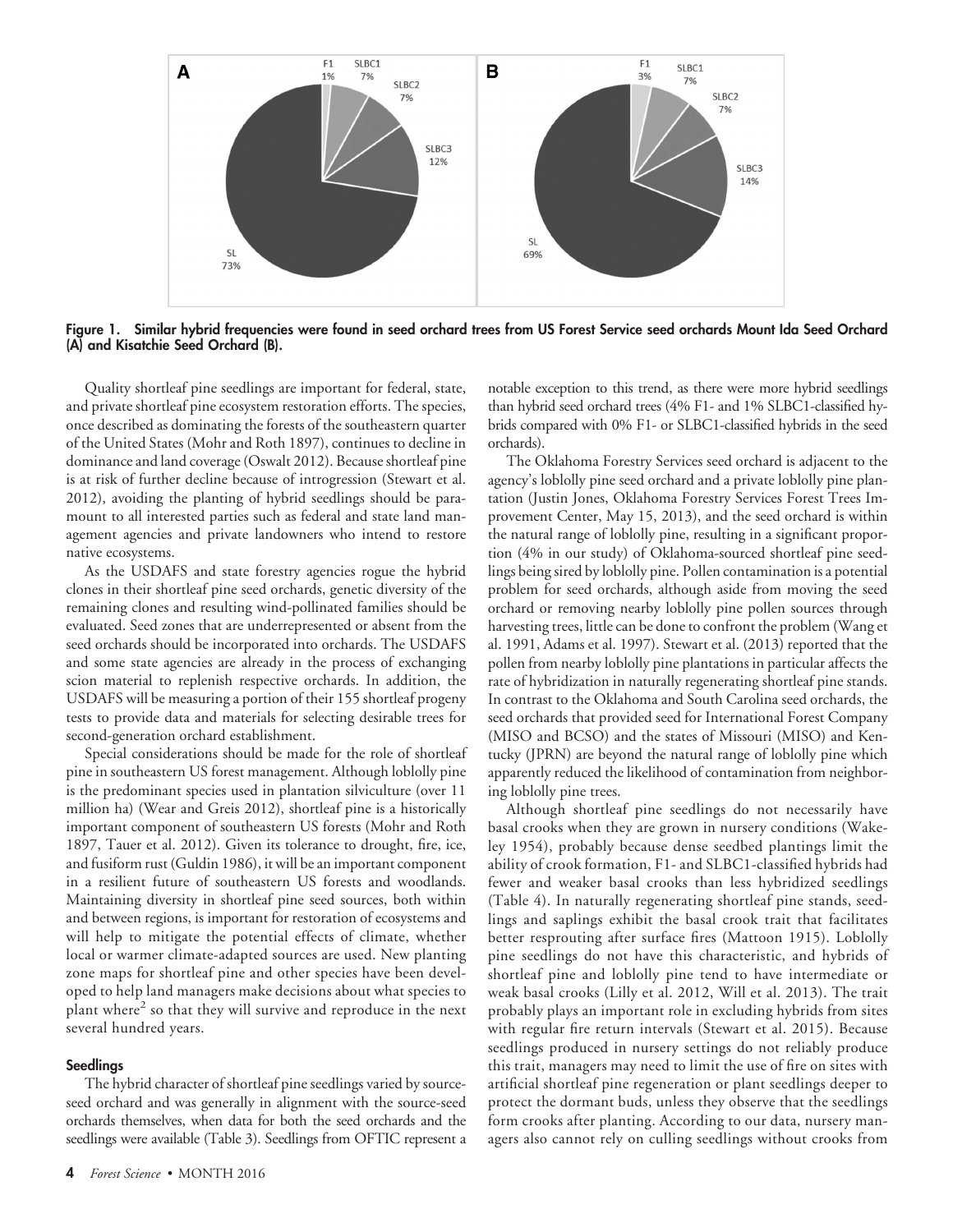Figure 1. Similar hybrid frequencies were found in seed orchard trees from US Forest Service seed orchards Mount Ida Seed Orchard (A) and Kisatchie Seed Orchard (B).

Quality shortleaf pine seedlings are important for federal, state, and private shortleaf pine ecosystem restoration efforts. The species, once described as dominating the forests of the southeastern quarter of the United States (Mohr and Roth 1897), continues to decline in dominance and land coverage (Oswalt 2012). Because shortleaf pine is at risk of further decline because of introgression (Stewart et al. 2012), avoiding the planting of hybrid seedlings should be paramount to all interested parties such as federal and state land management agencies and private landowners who intend to restore native ecosystems.

As the USDAFS and state forestry agencies rogue the hybrid clones in their shortleaf pine seed orchards, genetic diversity of the remaining clones and resulting wind-pollinated families should be evaluated. Seed zones that are underrepresented or absent from the seed orchards should be incorporated into orchards. The USDAFS and some state agencies are already in the process of exchanging scion material to replenish respective orchards. In addition, the USDAFS will be measuring a portion of their 155 shortleaf progeny tests to provide data and materials for selecting desirable trees for second-generation orchard establishment.

Special considerations should be made for the role of shortleaf pine in southeastern US forest management. Although loblolly pine is the predominant species used in plantation silviculture (over 11 million ha) (Wear and Greis 2012), shortleaf pine is a historically important component of southeastern US forests (Mohr and Roth 1897, Tauer et al. 2012). Given its tolerance to drought, fire, ice, and fusiform rust (Guldin 1986), it will be an important component in a resilient future of southeastern US forests and woodlands. Maintaining diversity in shortleaf pine seed sources, both within and between regions, is important for restoration of ecosystems and will help to mitigate the potential effects of climate, whether local or warmer climate-adapted sources are used. New planting zone maps for shortleaf pine and other species have been developed to help land managers make decisions about what species to plant where[2] so that they will survive and reproduce in the next several hundred years.

### Seedlings

The hybrid character of shortleaf pine seedlings varied by source-seed orchard and was generally in alignment with the source-seed orchards themselves, when data for both the seed orchards and the seedlings were available (Table 3). Seedlings from OFTIC represent a notable exception to this trend, as there were more hybrid seedlings than hybrid seed orchard trees (4% F1- and 1% SLBC1-classified hybrids compared with 0% F1- or SLBC1-classified hybrids in the seed orchards).

The Oklahoma Forestry Services seed orchard is adjacent to the agency's loblolly pine seed orchard and a private loblolly pine plantation (Justin Jones, Oklahoma Forestry Services Forest Trees Improvement Center, May 15, 2013), and the seed orchard is within the natural range of loblolly pine, resulting in a significant proportion (4% in our study) of Oklahoma-sourced shortleaf pine seedlings being sired by loblolly pine. Pollen contamination is a potential problem for seed orchards, although aside from moving the seed orchard or removing nearby loblolly pine pollen sources through harvesting trees, little can be done to confront the problem (Wang et al. 1991, Adams et al. 1997). Stewart et al. (2013) reported that the pollen from nearby loblolly pine plantations in particular affects the rate of hybridization in naturally regenerating shortleaf pine stands. In contrast to the Oklahoma and South Carolina seed orchards, the seed orchards that provided seed for International Forest Company (MISO and BCSO) and the states of Missouri (MISO) and Kentucky (JPRN) are beyond the natural range of loblolly pine which apparently reduced the likelihood of contamination from neighboring loblolly pine trees.

Although shortleaf pine seedlings do not necessarily have basal crooks when they are grown in nursery conditions (Wakeley 1954), probably because dense seedbed plantings limit the ability of crook formation, F1- and SLBC1-classified hybrids had fewer and weaker basal crooks than less hybridized seedlings (Table 4). In naturally regenerating shortleaf pine stands, seedlings and saplings exhibit the basal crook trait that facilitates better resprouting after surface fires (Mattoon 1915). Loblolly pine seedlings do not have this characteristic, and hybrids of shortleaf pine and loblolly pine tend to have intermediate or weak basal crooks (Lilly et al. 2012, Will et al. 2013). The trait probably plays an important role in excluding hybrids from sites with regular fire return intervals (Stewart et al. 2015). Because seedlings produced in nursery settings do not reliably produce this trait, managers may need to limit the use of fire on sites with artificial shortleaf pine regeneration or plant seedlings deeper to protect the dormant buds, unless they observe that the seedlings form crooks after planting. According to our data, nursery managers also cannot rely on culling seedlings without crooks from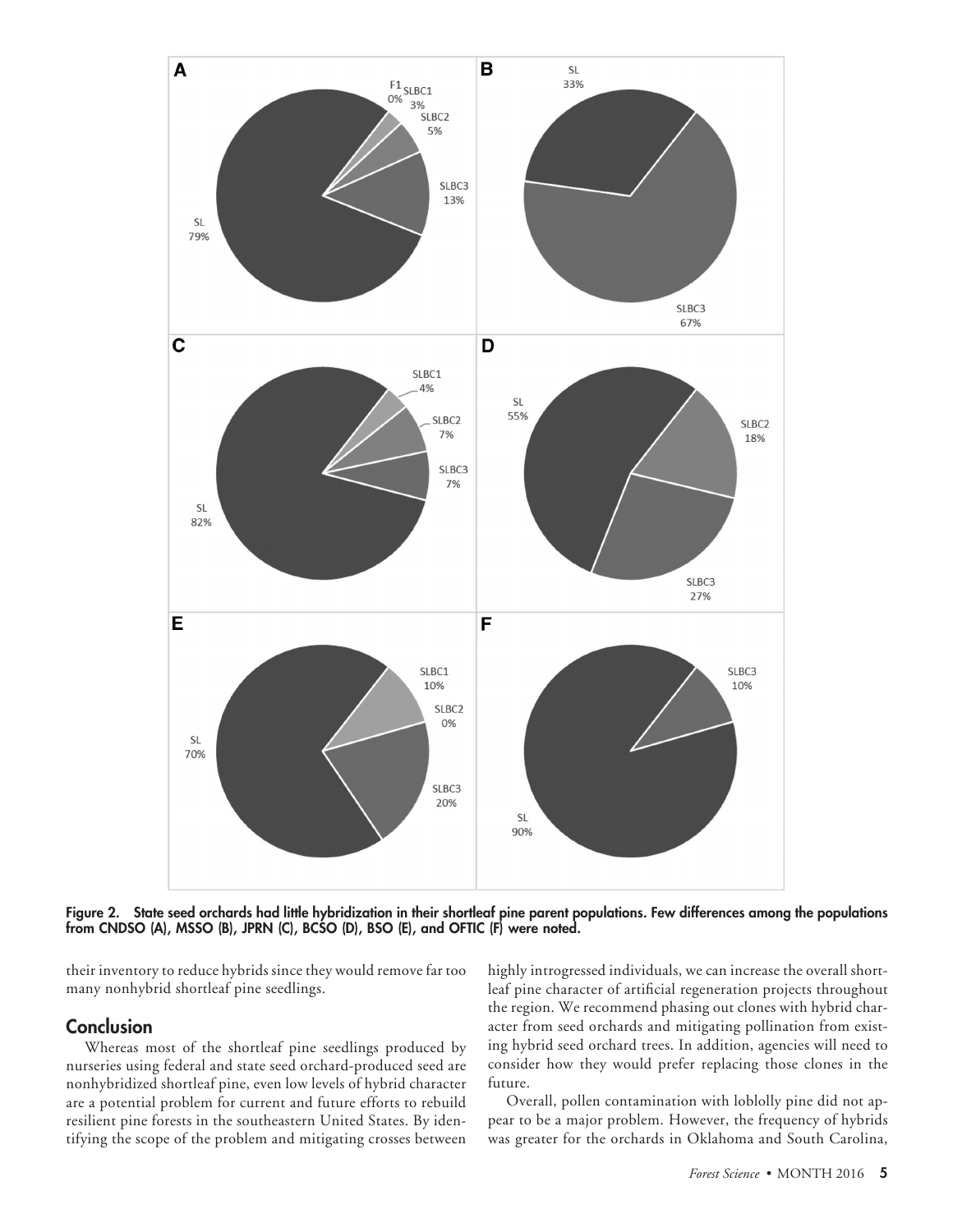Figure 2. State seed orchards had little hybridization in their shortleaf pine parent populations. Few differences among the populations from CNDSO (A), MSSO (B), JPRN (C), BCSO (D), BSO (E), and OFTIC (F) were noted.

their inventory to reduce hybrids since they would remove far too many nonhybrid shortleaf pine seedlings.

## Conclusion

Whereas most of the shortleaf pine seedlings produced by nurseries using federal and state seed orchard-produced seed are nonhybridized shortleaf pine, even low levels of hybrid character are a potential problem for current and future efforts to rebuild resilient pine forests in the southeastern United States. By identifying the scope of the problem and mitigating crosses between highly introgressed individuals, we can increase the overall shortleaf pine character of artificial regeneration projects throughout the region. We recommend phasing out clones with hybrid character from seed orchards and mitigating pollination from existing hybrid seed orchard trees. In addition, agencies will need to consider how they would prefer replacing those clones in the future.

Overall, pollen contamination with loblolly pine did not appear to be a major problem. However, the frequency of hybrids was greater for the orchards in Oklahoma and South Carolina,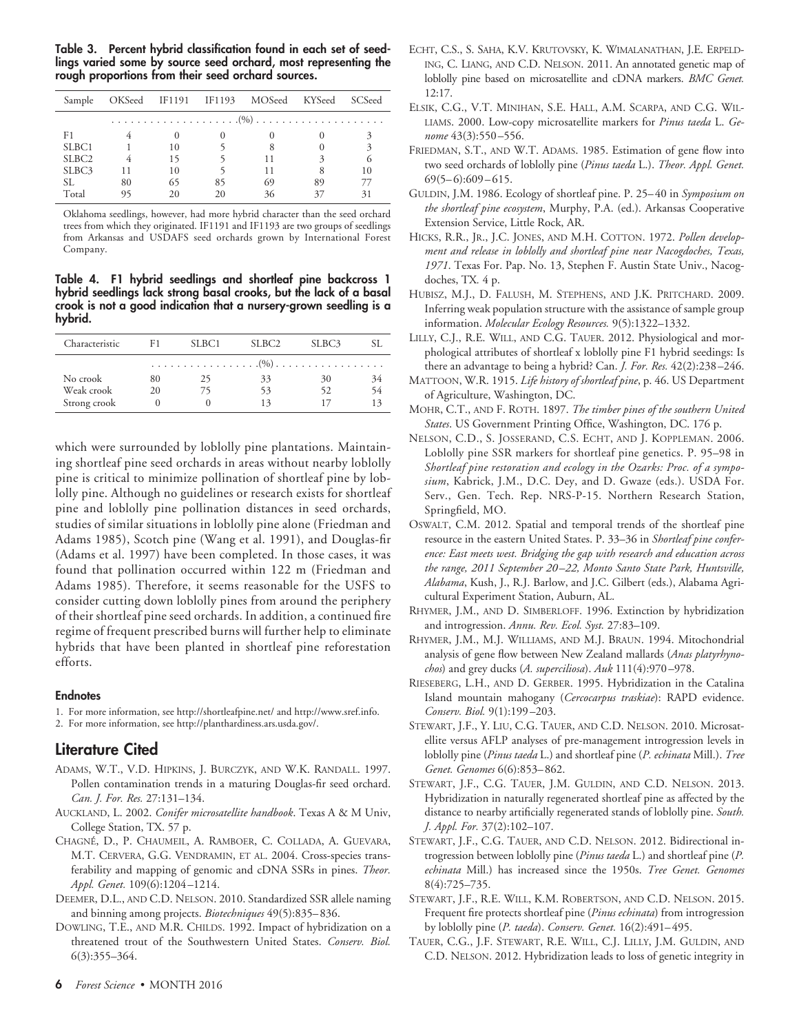**Table 3. Percent hybrid classification found in each set of seedlings varied some by source seed orchard, most representing the rough proportions from their seed orchard sources.**

| Sample | OKSeed | IF1191 | IF1193 | MOSeed | KYSeed | SCSeed |
|---|---|---|---|---|---|---|
| | (%) | | | | | |
| F1 | 4 | 0 | 0 | 0 | 0 | 3 |
| SLBC1 | 1 | 10 | 5 | 8 | 0 | 3 |
| SLBC2 | 4 | 15 | 5 | 11 | 3 | 6 |
| SLBC3 | 11 | 10 | 5 | 11 | 8 | 10 |
| SL | 80 | 65 | 85 | 69 | 89 | 77 |
| Total | 95 | 20 | 20 | 36 | 37 | 31 |

Oklahoma seedlings, however, had more hybrid character than the seed orchard trees from which they originated. IF1191 and IF1193 are two groups of seedlings from Arkansas and USDAFS seed orchards grown by International Forest Company.

**Table 4. F1 hybrid seedlings and shortleaf pine backcross 1 hybrid seedlings lack strong basal crooks, but the lack of a basal crook is not a good indication that a nursery-grown seedling is a hybrid.**

| Characteristic | F1 | SLBC1 | SLBC2 | SLBC3 | SL |
|---|---|---|---|---|---|
| | (%) | | | | |
| No crook | 80 | 25 | 33 | 30 | 34 |
| Weak crook | 20 | 75 | 53 | 52 | 54 |
| Strong crook | 0 | 0 | 13 | 17 | 13 |

which were surrounded by loblolly pine plantations. Maintaining shortleaf pine seed orchards in areas without nearby loblolly pine is critical to minimize pollination of shortleaf pine by loblolly pine. Although no guidelines or research exists for shortleaf pine and loblolly pine pollination distances in seed orchards, studies of similar situations in loblolly pine alone (Friedman and Adams 1985), Scotch pine (Wang et al. 1991), and Douglas-fir (Adams et al. 1997) have been completed. In those cases, it was found that pollination occurred within 122 m (Friedman and Adams 1985). Therefore, it seems reasonable for the USFS to consider cutting down loblolly pines from around the periphery of their shortleaf pine seed orchards. In addition, a continued fire regime of frequent prescribed burns will further help to eliminate hybrids that have been planted in shortleaf pine reforestation efforts.

#### Endnotes

1. For more information, see http://shortleafpine.net/ and http://www.sref.info.
2. For more information, see http://planthardiness.ars.usda.gov/.

## Literature Cited

Adams, W.T., V.D. Hipkins, J. Burczyk, and W.K. Randall. 1997. Pollen contamination trends in a maturing Douglas-fir seed orchard. *Can. J. For. Res.* 27:131–134.

Auckland, L. 2002. *Conifer microsatellite handbook*. Texas A & M Univ, College Station, TX. 57 p.

Chagné, D., P. Chaumeil, A. Ramboer, C. Collada, A. Guevara, M.T. Cervera, G.G. Vendramin, et al. 2004. Cross-species transferability and mapping of genomic and cDNA SSRs in pines. *Theor. Appl. Genet.* 109(6):1204–1214.

Deemer, D.L., and C.D. Nelson. 2010. Standardized SSR allele naming and binning among projects. *Biotechniques* 49(5):835–836.

Dowling, T.E., and M.R. Childs. 1992. Impact of hybridization on a threatened trout of the Southwestern United States. *Conserv. Biol.* 6(3):355–364.

Echt, C.S., S. Saha, K.V. Krutovsky, K. Wimalanathan, J.E. Erpelding, C. Liang, and C.D. Nelson. 2011. An annotated genetic map of loblolly pine based on microsatellite and cDNA markers. *BMC Genet.* 12:17.

Elsik, C.G., V.T. Minihan, S.E. Hall, A.M. Scarpa, and C.G. Williams. 2000. Low-copy microsatellite markers for *Pinus taeda* L. *Genome* 43(3):550–556.

Friedman, S.T., and W.T. Adams. 1985. Estimation of gene flow into two seed orchards of loblolly pine (*Pinus taeda* L.). *Theor. Appl. Genet.* 69(5–6):609–615.

Guldin, J.M. 1986. Ecology of shortleaf pine. P. 25–40 in *Symposium on the shortleaf pine ecosystem*, Murphy, P.A. (ed.). Arkansas Cooperative Extension Service, Little Rock, AR.

Hicks, R.R., Jr., J.C. Jones, and M.H. Cotton. 1972. *Pollen development and release in loblolly and shortleaf pine near Nacogdoches, Texas, 1971*. Texas For. Pap. No. 13, Stephen F. Austin State Univ., Nacogdoches, TX. 4 p.

Hubisz, M.J., D. Falush, M. Stephens, and J.K. Pritchard. 2009. Inferring weak population structure with the assistance of sample group information. *Molecular Ecology Resources.* 9(5):1322–1332.

Lilly, C.J., R.E. Will, and C.G. Tauer. 2012. Physiological and morphological attributes of shortleaf x loblolly pine F1 hybrid seedings: Is there an advantage to being a hybrid? *Can. J. For. Res.* 42(2):238–246.

Mattoon, W.R. 1915. *Life history of shortleaf pine*, p. 46. US Department of Agriculture, Washington, DC.

Mohr, C.T., and F. Roth. 1897. *The timber pines of the southern United States*. US Government Printing Office, Washington, DC. 176 p.

Nelson, C.D., S. Josserand, C.S. Echt, and J. Koppleman. 2006. Loblolly pine SSR markers for shortleaf pine genetics. P. 95–98 in *Shortleaf pine restoration and ecology in the Ozarks: Proc. of a symposium*, Kabrick, J.M., D.C. Dey, and D. Gwaze (eds.). USDA For. Serv., Gen. Tech. Rep. NRS-P-15. Northern Research Station, Springfield, MO.

Oswalt, C.M. 2012. Spatial and temporal trends of the shortleaf pine resource in the eastern United States. P. 33–36 in *Shortleaf pine conference: East meets west. Bridging the gap with research and education across the range, 2011 September 20–22, Monto Santo State Park, Huntsville, Alabama*, Kush, J., R.J. Barlow, and J.C. Gilbert (eds.), Alabama Agricultural Experiment Station, Auburn, AL.

Rhymer, J.M., and D. Simberloff. 1996. Extinction by hybridization and introgression. *Annu. Rev. Ecol. Syst.* 27:83–109.

Rhymer, J.M., M.J. Williams, and M.J. Braun. 1994. Mitochondrial analysis of gene flow between New Zealand mallards (*Anas platyrhynochos*) and grey ducks (*A. superciliosa*). *Auk* 111(4):970–978.

Rieseberg, L.H., and D. Gerber. 1995. Hybridization in the Catalina Island mountain mahogany (*Cercocarpus traskiae*): RAPD evidence. *Conserv. Biol.* 9(1):199–203.

Stewart, J.F., Y. Liu, C.G. Tauer, and C.D. Nelson. 2010. Microsatellite versus AFLP analyses of pre-management introgression levels in loblolly pine (*Pinus taeda* L.) and shortleaf pine (*P. echinata* Mill.). *Tree Genet. Genomes* 6(6):853–862.

Stewart, J.F., C.G. Tauer, J.M. Guldin, and C.D. Nelson. 2013. Hybridization in naturally regenerated shortleaf pine as affected by the distance to nearby artificially regenerated stands of loblolly pine. *South. J. Appl. For.* 37(2):102–107.

Stewart, J.F., C.G. Tauer, and C.D. Nelson. 2012. Bidirectional introgression between loblolly pine (*Pinus taeda* L.) and shortleaf pine (*P. echinata* Mill.) has increased since the 1950s. *Tree Genet. Genomes* 8(4):725–735.

Stewart, J.F., R.E. Will, K.M. Robertson, and C.D. Nelson. 2015. Frequent fire protects shortleaf pine (*Pinus echinata*) from introgression by loblolly pine (*P. taeda*). *Conserv. Genet.* 16(2):491–495.

Tauer, C.G., J.F. Stewart, R.E. Will, C.J. Lilly, J.M. Guldin, and C.D. Nelson. 2012. Hybridization leads to loss of genetic integrity in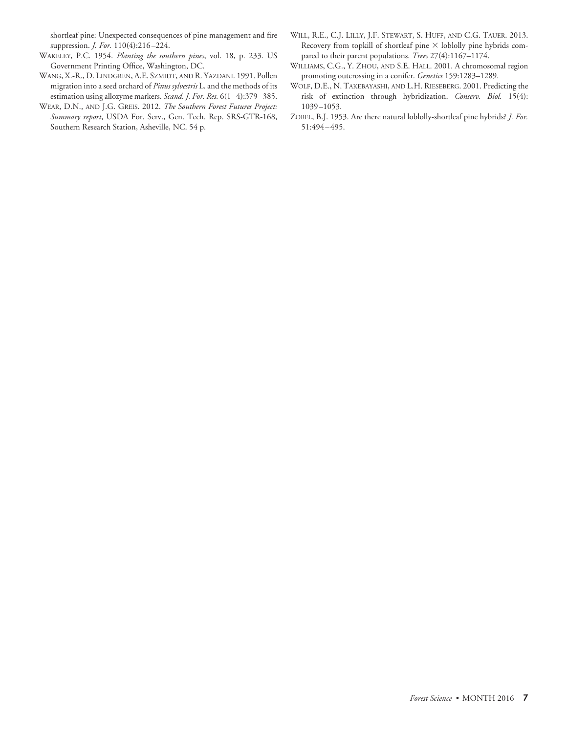shortleaf pine: Unexpected consequences of pine management and fire suppression. *J. For.* 110(4):216–224.

WAKELEY, P.C. 1954. *Planting the southern pines*, vol. 18, p. 233. US Government Printing Office, Washington, DC.

WANG, X.-R., D. LINDGREN, A.E. SZMIDT, AND R. YAZDANI. 1991. Pollen migration into a seed orchard of *Pinus sylvestris* L. and the methods of its estimation using allozyme markers. *Scand. J. For. Res.* 6(1–4):379–385.

WEAR, D.N., AND J.G. GREIS. 2012. *The Southern Forest Futures Project: Summary report*, USDA For. Serv., Gen. Tech. Rep. SRS-GTR-168, Southern Research Station, Asheville, NC. 54 p.

WILL, R.E., C.J. LILLY, J.F. STEWART, S. HUFF, AND C.G. TAUER. 2013. Recovery from topkill of shortleaf pine × loblolly pine hybrids compared to their parent populations. *Trees* 27(4):1167–1174.

WILLIAMS, C.G., Y. ZHOU, AND S.E. HALL. 2001. A chromosomal region promoting outcrossing in a conifer. *Genetics* 159:1283–1289.

WOLF, D.E., N. TAKEBAYASHI, AND L.H. RIESEBERG. 2001. Predicting the risk of extinction through hybridization. *Conserv. Biol.* 15(4): 1039–1053.

ZOBEL, B.J. 1953. Are there natural loblolly-shortleaf pine hybrids? *J. For.* 51:494–495.